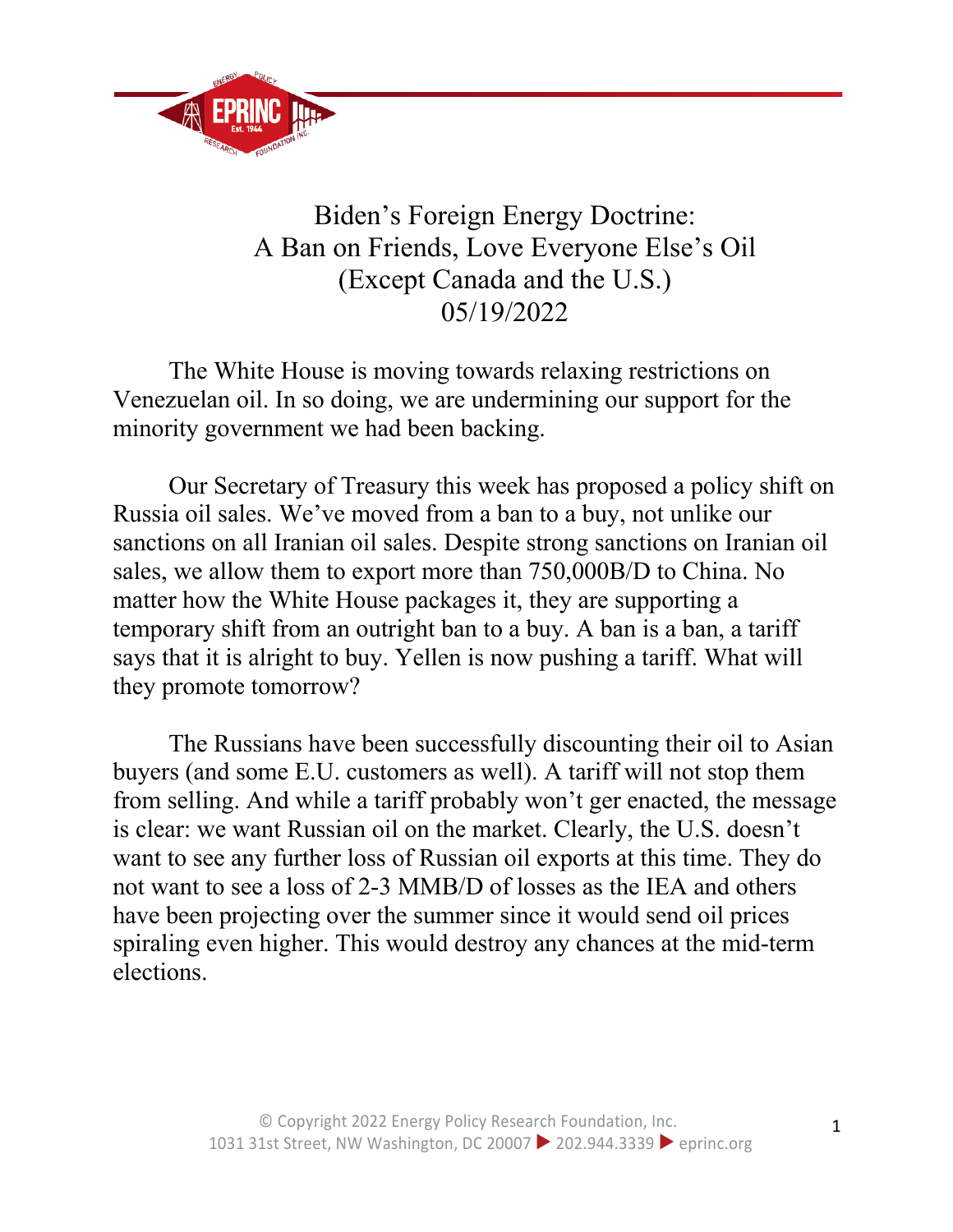# Biden's Foreign Energy Doctrine: A Ban on Friends, Love Everyone Else's Oil (Except Canada and the U.S.)

05/19/2022

The White House is moving towards relaxing restrictions on Venezuelan oil. In so doing, we are undermining our support for the minority government we had been backing.

Our Secretary of Treasury this week has proposed a policy shift on Russia oil sales. We've moved from a ban to a buy, not unlike our sanctions on all Iranian oil sales. Despite strong sanctions on Iranian oil sales, we allow them to export more than 750,000B/D to China. No matter how the White House packages it, they are supporting a temporary shift from an outright ban to a buy. A ban is a ban, a tariff says that it is alright to buy. Yellen is now pushing a tariff. What will they promote tomorrow?

The Russians have been successfully discounting their oil to Asian buyers (and some E.U. customers as well). A tariff will not stop them from selling. And while a tariff probably won't ger enacted, the message is clear: we want Russian oil on the market. Clearly, the U.S. doesn't want to see any further loss of Russian oil exports at this time. They do not want to see a loss of 2-3 MMB/D of losses as the IEA and others have been projecting over the summer since it would send oil prices spiraling even higher. This would destroy any chances at the mid-term elections.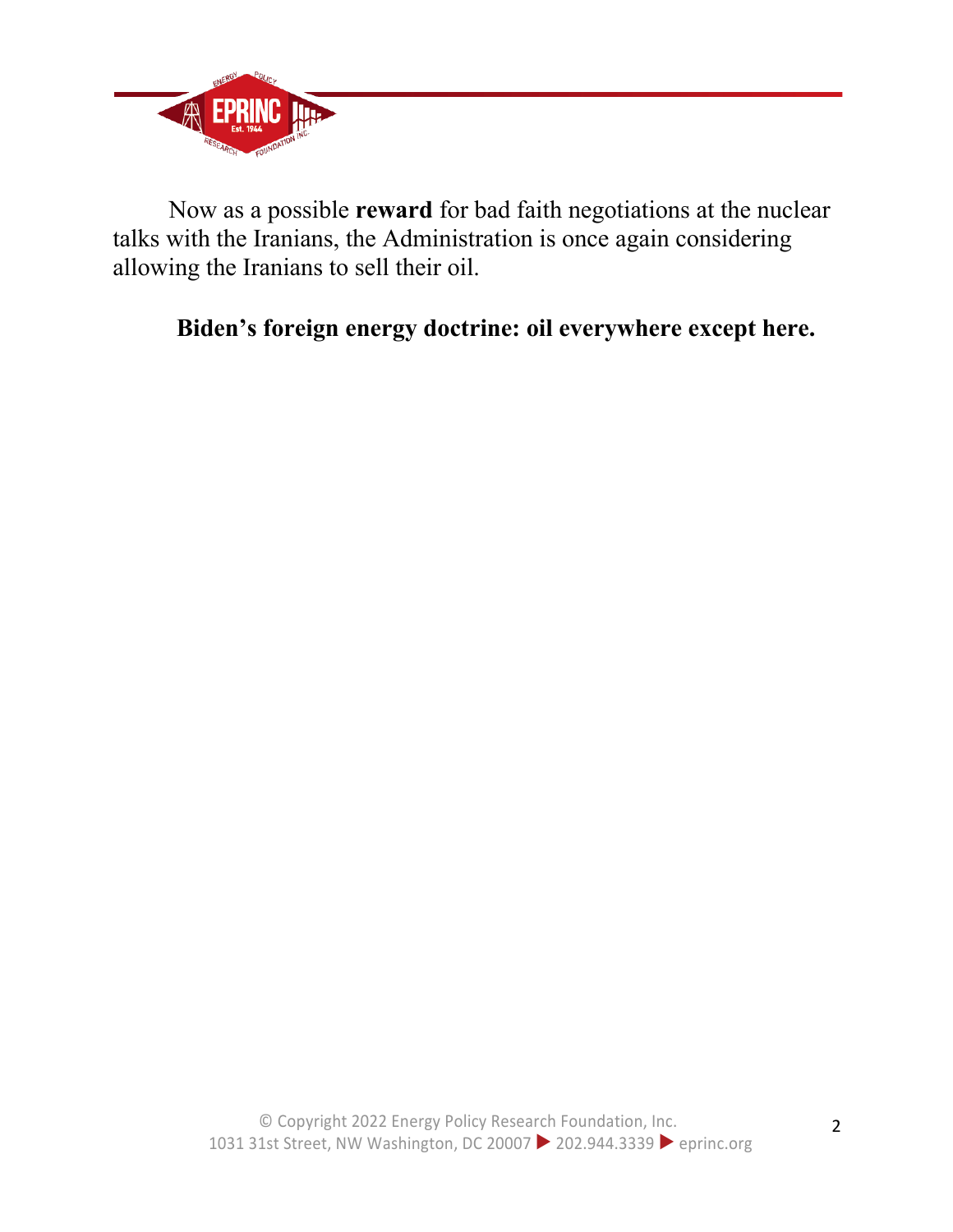Now as a possible **reward** for bad faith negotiations at the nuclear talks with the Iranians, the Administration is once again considering allowing the Iranians to sell their oil.

**Biden's foreign energy doctrine: oil everywhere except here.**